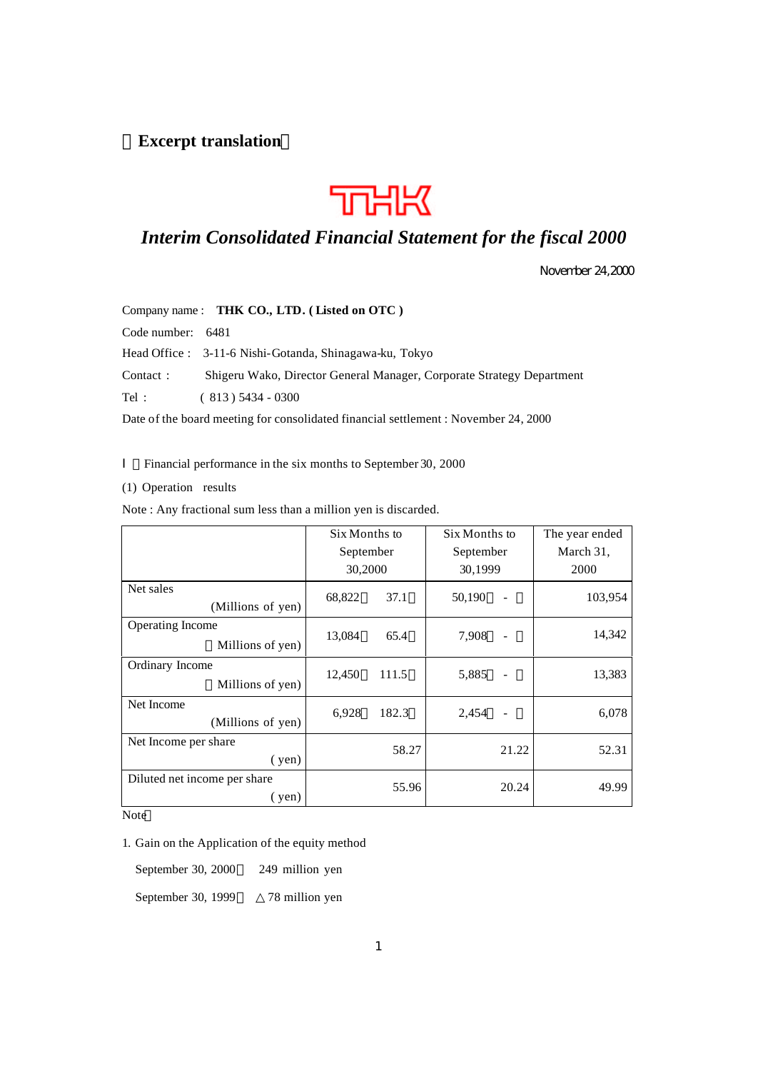**Excerpt translation**

THK

# *Interim Consolidated Financial Statement for the fiscal 2000*

November 24,2000

Company name : **THK CO., LTD. ( Listed on OTC )**

Code number: 6481

Head Office : 3-11-6 Nishi-Gotanda, Shinagawa-ku, Tokyo

Contact : Shigeru Wako, Director General Manager, Corporate Strategy Department

Tel : ( 813 ) 5434 - 0300

Date of the board meeting for consolidated financial settlement : November 24, 2000

I Financial performance in the six months to September 30, 2000

(1) Operation results

Note : Any fractional sum less than a million yen is discarded.

| | Six Months to September 30,2000 | | Six Months to September 30,1999 | | The year ended March 31, 2000 |
|---|---|---|---|---|---|
| Net sales (Millions of yen) | 68,822 | 37.1 | 50,190 | - | 103,954 |
| Operating Income (Millions of yen) | 13,084 | 65.4 | 7,908 | - | 14,342 |
| Ordinary Income (Millions of yen) | 12,450 | 111.5 | 5,885 | - | 13,383 |
| Net Income (Millions of yen) | 6,928 | 182.3 | 2,454 | - | 6,078 |
| Net Income per share ( yen) | 58.27 | | 21.22 | | 52.31 |
| Diluted net income per share ( yen) | 55.96 | | 20.24 | | 49.99 |

Note

1. Gain on the Application of the equity method

September 30, 2000 249 million yen

September 30, 1999 △78 million yen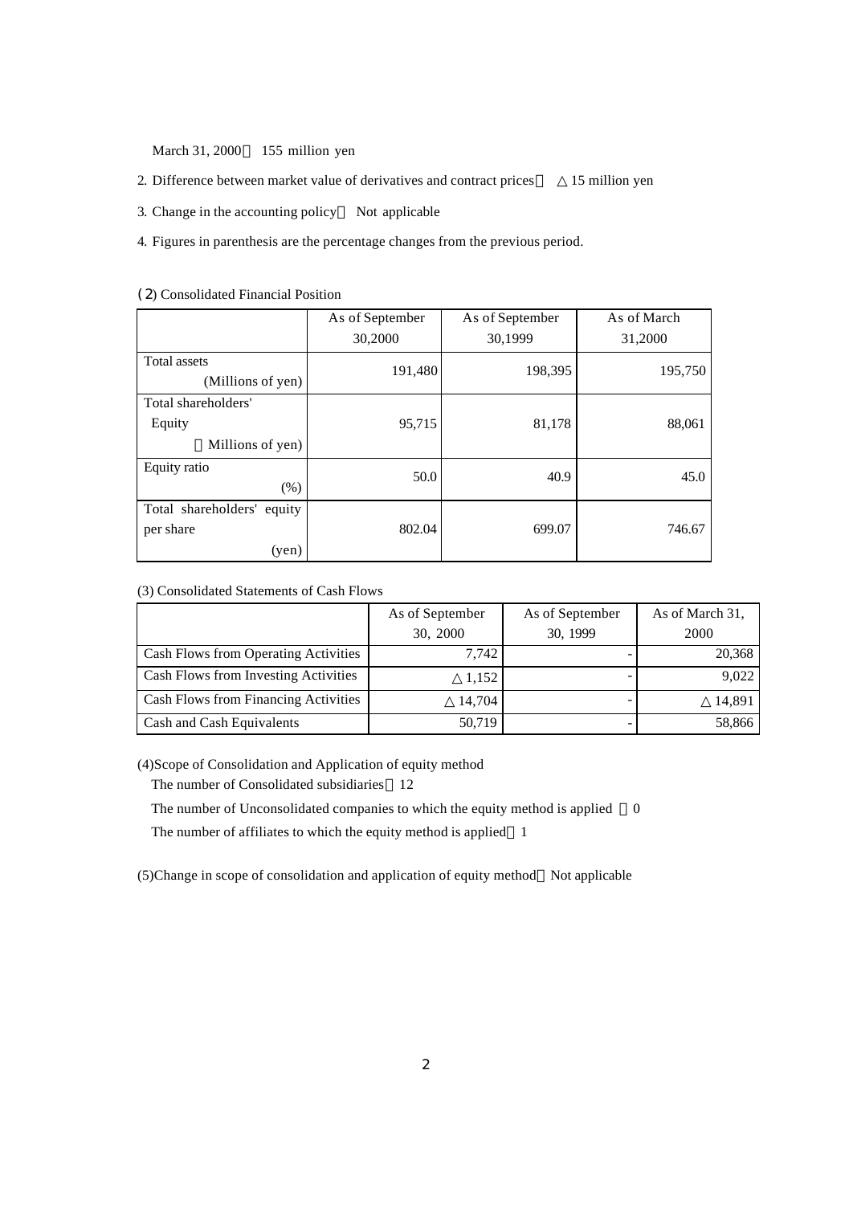March 31, 2000　155 million yen

2. Difference between market value of derivatives and contract prices　△15 million yen

3. Change in the accounting policy　Not applicable

4. Figures in parenthesis are the percentage changes from the previous period.

(2) Consolidated Financial Position

| | As of September 30,2000 | As of September 30,1999 | As of March 31,2000 |
|---|---|---|---|
| Total assets (Millions of yen) | 191,480 | 198,395 | 195,750 |
| Total shareholders' Equity (Millions of yen) | 95,715 | 81,178 | 88,061 |
| Equity ratio (%) | 50.0 | 40.9 | 45.0 |
| Total shareholders' equity per share (yen) | 802.04 | 699.07 | 746.67 |

(3) Consolidated Statements of Cash Flows

| | As of September 30, 2000 | As of September 30, 1999 | As of March 31, 2000 |
|---|---|---|---|
| Cash Flows from Operating Activities | 7,742 | - | 20,368 |
| Cash Flows from Investing Activities | △1,152 | - | 9,022 |
| Cash Flows from Financing Activities | △14,704 | - | △14,891 |
| Cash and Cash Equivalents | 50,719 | - | 58,866 |

(4)Scope of Consolidation and Application of equity method

The number of Consolidated subsidiaries　12

The number of Unconsolidated companies to which the equity method is applied　0

The number of affiliates to which the equity method is applied　1

(5)Change in scope of consolidation and application of equity method　Not applicable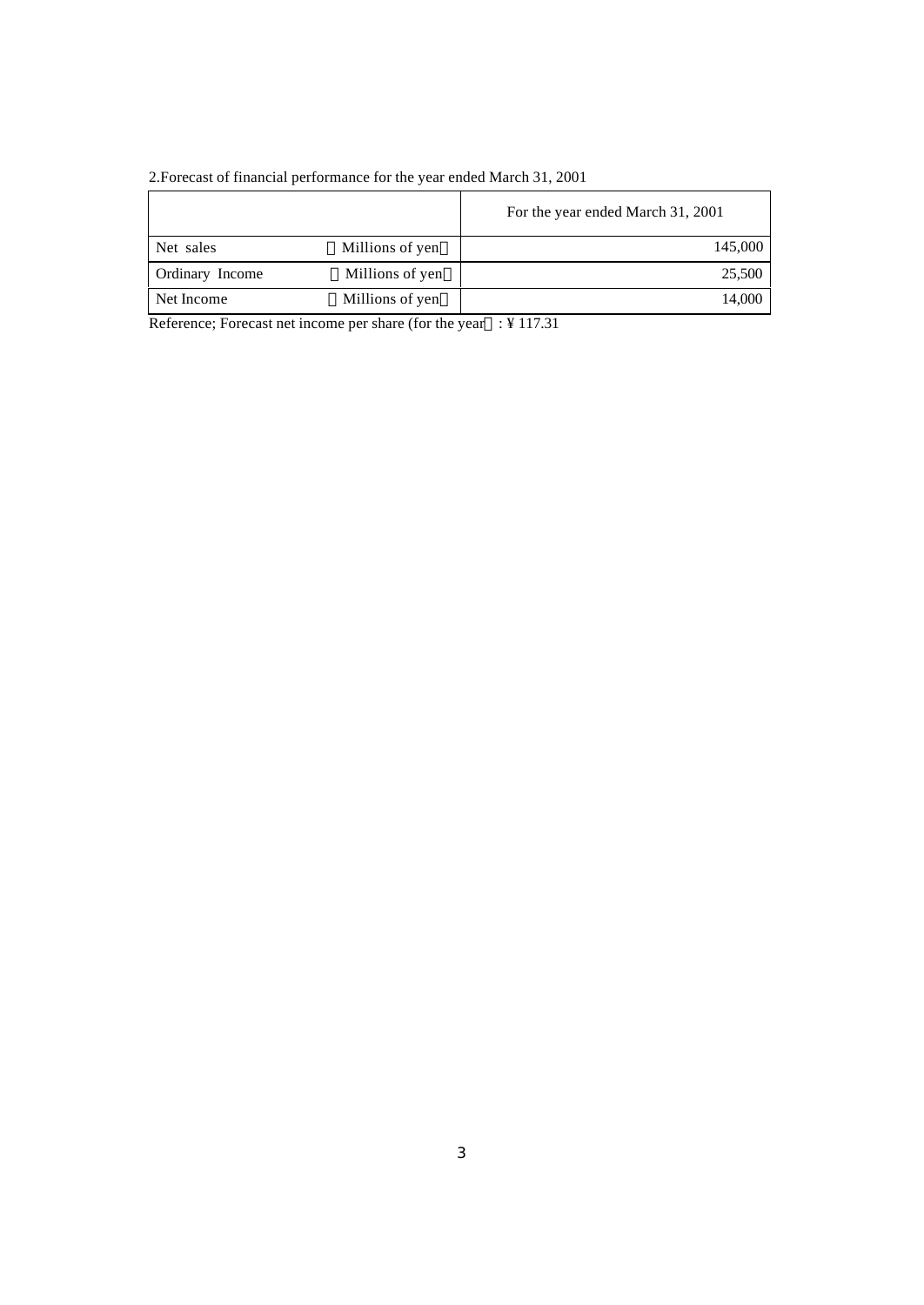2.Forecast of financial performance for the year ended March 31, 2001

| | | For the year ended March 31, 2001 |
|---|---|---|
| Net sales | Millions of yen | 145,000 |
| Ordinary Income | Millions of yen | 25,500 |
| Net Income | Millions of yen | 14,000 |

Reference; Forecast net income per share (for the year : ¥ 117.31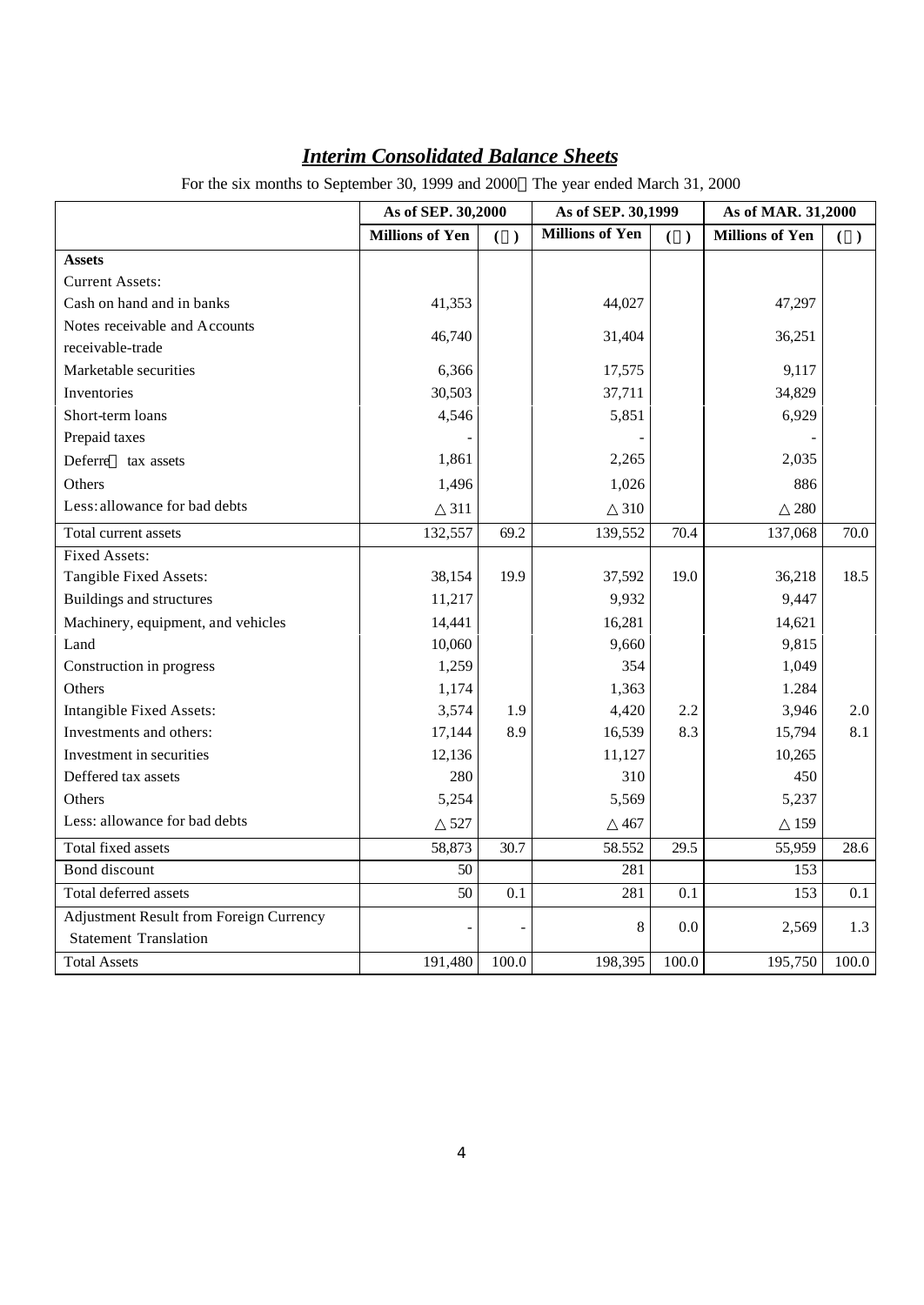# *Interim Consolidated Balance Sheets*

For the six months to September 30, 1999 and 2000 The year ended March 31, 2000

| | As of SEP. 30,2000 | | As of SEP. 30,1999 | | As of MAR. 31,2000 | |
|---|---|---|---|---|---|---|
| | Millions of Yen | ( ) | Millions of Yen | ( ) | Millions of Yen | ( ) |
| **Assets** | | | | | | |
| Current Assets: | | | | | | |
| Cash on hand and in banks | 41,353 | | 44,027 | | 47,297 | |
| Notes receivable and Accounts receivable-trade | 46,740 | | 31,404 | | 36,251 | |
| Marketable securities | 6,366 | | 17,575 | | 9,117 | |
| Inventories | 30,503 | | 37,711 | | 34,829 | |
| Short-term loans | 4,546 | | 5,851 | | 6,929 | |
| Prepaid taxes | - | | - | | - | |
| Deferre tax assets | 1,861 | | 2,265 | | 2,035 | |
| Others | 1,496 | | 1,026 | | 886 | |
| Less: allowance for bad debts | △311 | | △310 | | △280 | |
| Total current assets | 132,557 | 69.2 | 139,552 | 70.4 | 137,068 | 70.0 |
| Fixed Assets: | | | | | | |
| Tangible Fixed Assets: | 38,154 | 19.9 | 37,592 | 19.0 | 36,218 | 18.5 |
| Buildings and structures | 11,217 | | 9,932 | | 9,447 | |
| Machinery, equipment, and vehicles | 14,441 | | 16,281 | | 14,621 | |
| Land | 10,060 | | 9,660 | | 9,815 | |
| Construction in progress | 1,259 | | 354 | | 1,049 | |
| Others | 1,174 | | 1,363 | | 1.284 | |
| Intangible Fixed Assets: | 3,574 | 1.9 | 4,420 | 2.2 | 3,946 | 2.0 |
| Investments and others: | 17,144 | 8.9 | 16,539 | 8.3 | 15,794 | 8.1 |
| Investment in securities | 12,136 | | 11,127 | | 10,265 | |
| Deffered tax assets | 280 | | 310 | | 450 | |
| Others | 5,254 | | 5,569 | | 5,237 | |
| Less: allowance for bad debts | △527 | | △467 | | △159 | |
| Total fixed assets | 58,873 | 30.7 | 58.552 | 29.5 | 55,959 | 28.6 |
| Bond discount | 50 | | 281 | | 153 | |
| Total deferred assets | 50 | 0.1 | 281 | 0.1 | 153 | 0.1 |
| Adjustment Result from Foreign Currency Statement Translation | - | - | 8 | 0.0 | 2,569 | 1.3 |
| Total Assets | 191,480 | 100.0 | 198,395 | 100.0 | 195,750 | 100.0 |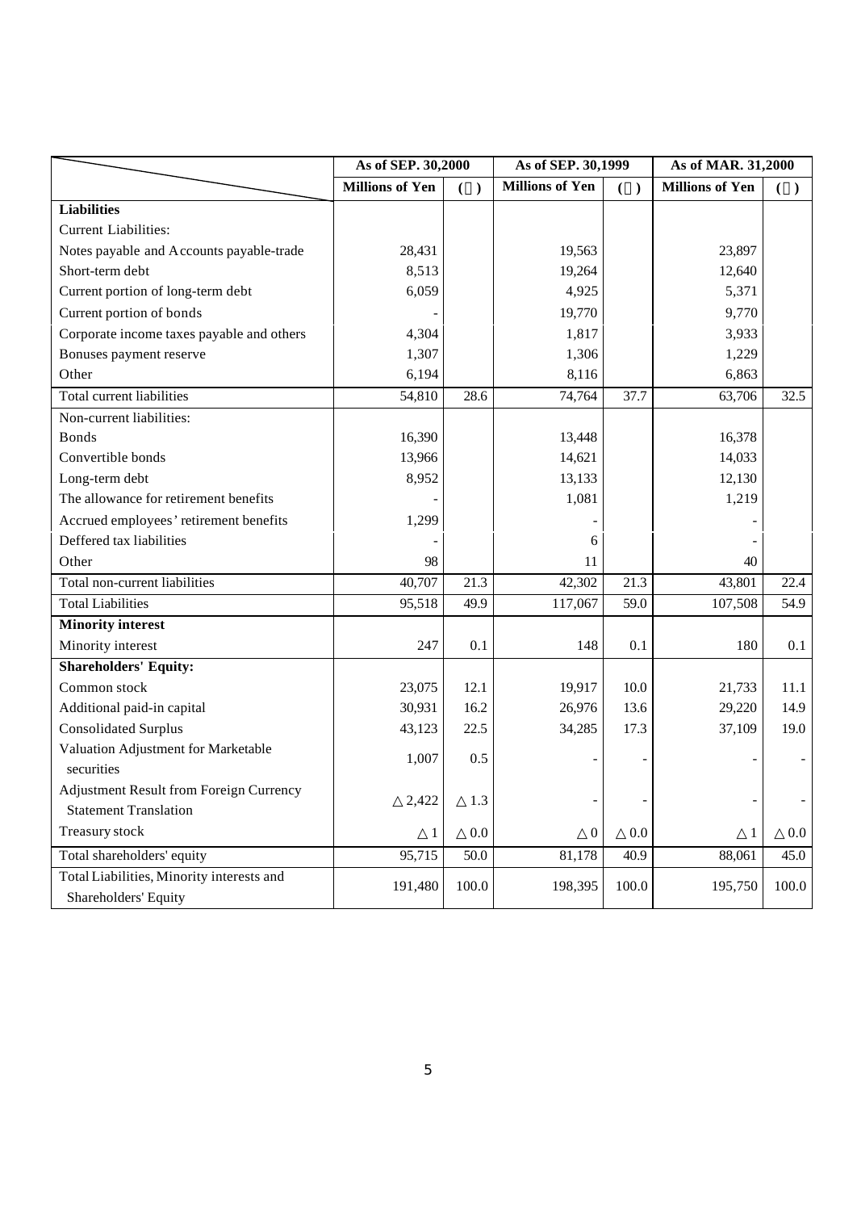| | As of SEP. 30,2000 | | As of SEP. 30,1999 | | As of MAR. 31,2000 | |
|---|---|---|---|---|---|---|
| | Millions of Yen | (％) | Millions of Yen | (％) | Millions of Yen | (％) |
| **Liabilities** | | | | | | |
| Current Liabilities: | | | | | | |
| Notes payable and Accounts payable-trade | 28,431 | | 19,563 | | 23,897 | |
| Short-term debt | 8,513 | | 19,264 | | 12,640 | |
| Current portion of long-term debt | 6,059 | | 4,925 | | 5,371 | |
| Current portion of bonds | - | | 19,770 | | 9,770 | |
| Corporate income taxes payable and others | 4,304 | | 1,817 | | 3,933 | |
| Bonuses payment reserve | 1,307 | | 1,306 | | 1,229 | |
| Other | 6,194 | | 8,116 | | 6,863 | |
| Total current liabilities | 54,810 | 28.6 | 74,764 | 37.7 | 63,706 | 32.5 |
| Non-current liabilities: | | | | | | |
| Bonds | 16,390 | | 13,448 | | 16,378 | |
| Convertible bonds | 13,966 | | 14,621 | | 14,033 | |
| Long-term debt | 8,952 | | 13,133 | | 12,130 | |
| The allowance for retirement benefits | - | | 1,081 | | 1,219 | |
| Accrued employees' retirement benefits | 1,299 | | - | | - | |
| Deffered tax liabilities | - | | 6 | | - | |
| Other | 98 | | 11 | | 40 | |
| Total non-current liabilities | 40,707 | 21.3 | 42,302 | 21.3 | 43,801 | 22.4 |
| Total Liabilities | 95,518 | 49.9 | 117,067 | 59.0 | 107,508 | 54.9 |
| **Minority interest** | | | | | | |
| Minority interest | 247 | 0.1 | 148 | 0.1 | 180 | 0.1 |
| **Shareholders' Equity:** | | | | | | |
| Common stock | 23,075 | 12.1 | 19,917 | 10.0 | 21,733 | 11.1 |
| Additional paid-in capital | 30,931 | 16.2 | 26,976 | 13.6 | 29,220 | 14.9 |
| Consolidated Surplus | 43,123 | 22.5 | 34,285 | 17.3 | 37,109 | 19.0 |
| Valuation Adjustment for Marketable securities | 1,007 | 0.5 | - | - | - | - |
| Adjustment Result from Foreign Currency Statement Translation | △2,422 | △1.3 | - | - | - | - |
| Treasury stock | △1 | △0.0 | △0 | △0.0 | △1 | △0.0 |
| Total shareholders' equity | 95,715 | 50.0 | 81,178 | 40.9 | 88,061 | 45.0 |
| Total Liabilities, Minority interests and Shareholders' Equity | 191,480 | 100.0 | 198,395 | 100.0 | 195,750 | 100.0 |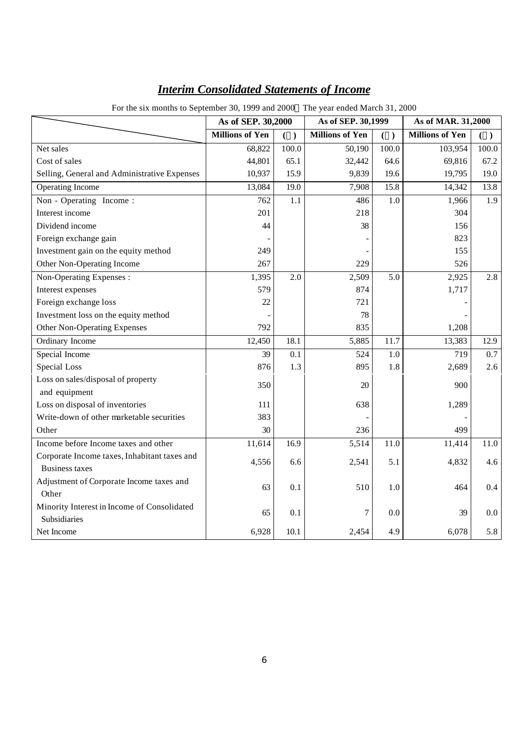# ***Interim Consolidated Statements of Income***

For the six months to September 30, 1999 and 2000 The year ended March 31, 2000

| | As of SEP. 30,2000 | | As of SEP. 30,1999 | | As of MAR. 31,2000 | |
|---|---|---|---|---|---|---|
| | Millions of Yen | ( ) | Millions of Yen | ( ) | Millions of Yen | ( ) |
| Net sales | 68,822 | 100.0 | 50,190 | 100.0 | 103,954 | 100.0 |
| Cost of sales | 44,801 | 65.1 | 32,442 | 64.6 | 69,816 | 67.2 |
| Selling, General and Administrative Expenses | 10,937 | 15.9 | 9,839 | 19.6 | 19,795 | 19.0 |
| Operating Income | 13,084 | 19.0 | 7,908 | 15.8 | 14,342 | 13.8 |
| Non - Operating Income : | 762 | 1.1 | 486 | 1.0 | 1,966 | 1.9 |
| Interest income | 201 | | 218 | | 304 | |
| Dividend income | 44 | | 38 | | 156 | |
| Foreign exchange gain | - | | - | | 823 | |
| Investment gain on the equity method | 249 | | - | | 155 | |
| Other Non-Operating Income | 267 | | 229 | | 526 | |
| Non-Operating Expenses : | 1,395 | 2.0 | 2,509 | 5.0 | 2,925 | 2.8 |
| Interest expenses | 579 | | 874 | | 1,717 | |
| Foreign exchange loss | 22 | | 721 | | - | |
| Investment loss on the equity method | - | | 78 | | - | |
| Other Non-Operating Expenses | 792 | | 835 | | 1,208 | |
| Ordinary Income | 12,450 | 18.1 | 5,885 | 11.7 | 13,383 | 12.9 |
| Special Income | 39 | 0.1 | 524 | 1.0 | 719 | 0.7 |
| Special Loss | 876 | 1.3 | 895 | 1.8 | 2,689 | 2.6 |
| Loss on sales/disposal of property and equipment | 350 | | 20 | | 900 | |
| Loss on disposal of inventories | 111 | | 638 | | 1,289 | |
| Write-down of other marketable securities | 383 | | - | | - | |
| Other | 30 | | 236 | | 499 | |
| Income before Income taxes and other | 11,614 | 16.9 | 5,514 | 11.0 | 11,414 | 11.0 |
| Corporate Income taxes, Inhabitant taxes and Business taxes | 4,556 | 6.6 | 2,541 | 5.1 | 4,832 | 4.6 |
| Adjustment of Corporate Income taxes and Other | 63 | 0.1 | 510 | 1.0 | 464 | 0.4 |
| Minority Interest in Income of Consolidated Subsidiaries | 65 | 0.1 | 7 | 0.0 | 39 | 0.0 |
| Net Income | 6,928 | 10.1 | 2,454 | 4.9 | 6,078 | 5.8 |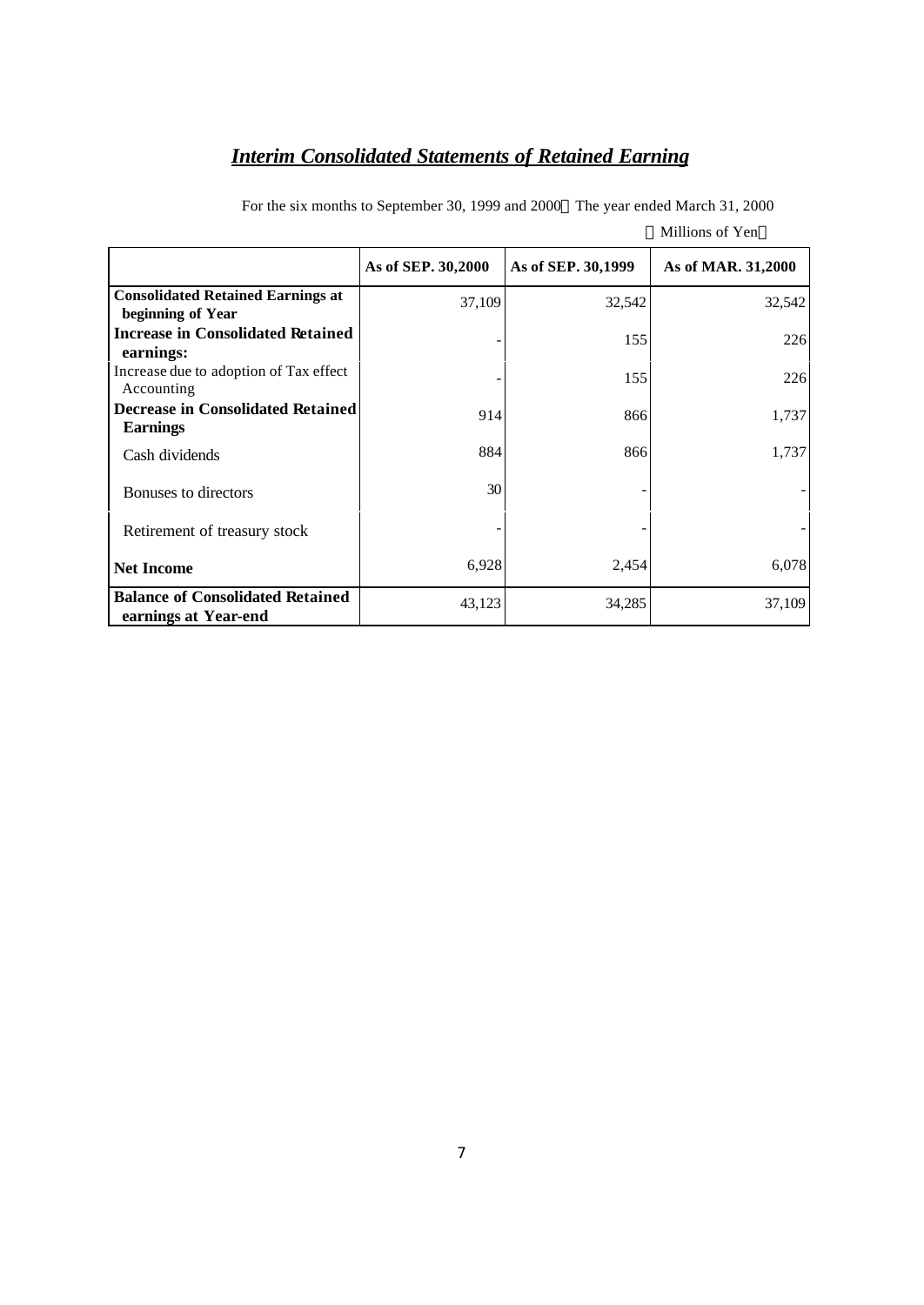## *Interim Consolidated Statements of Retained Earning*

For the six months to September 30, 1999 and 2000　The year ended March 31, 2000

（Millions of Yen）

| | As of SEP. 30,2000 | As of SEP. 30,1999 | As of MAR. 31,2000 |
|---|---|---|---|
| **Consolidated Retained Earnings at beginning of Year** | 37,109 | 32,542 | 32,542 |
| **Increase in Consolidated Retained earnings:** | - | 155 | 226 |
| Increase due to adoption of Tax effect Accounting | - | 155 | 226 |
| **Decrease in Consolidated Retained Earnings** | 914 | 866 | 1,737 |
| Cash dividends | 884 | 866 | 1,737 |
| Bonuses to directors | 30 | - | - |
| Retirement of treasury stock | - | - | - |
| **Net Income** | 6,928 | 2,454 | 6,078 |
| **Balance of Consolidated Retained earnings at Year-end** | 43,123 | 34,285 | 37,109 |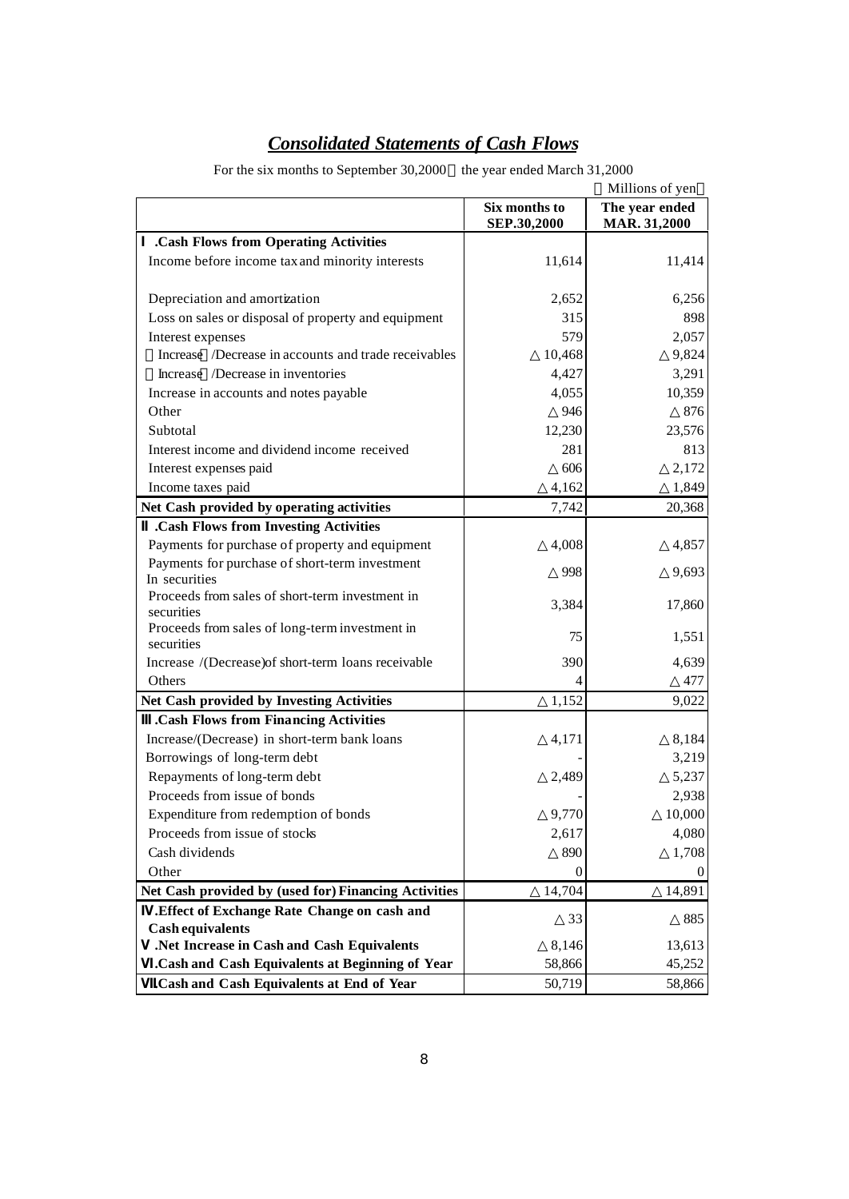# *Consolidated Statements of Cash Flows*

For the six months to September 30,2000 the year ended March 31,2000

（Millions of yen）

| | Six months to SEP.30,2000 | The year ended MAR. 31,2000 |
|---|---|---|
| **Ⅰ.Cash Flows from Operating Activities** | | |
| Income before income tax and minority interests | 11,614 | 11,414 |
| Depreciation and amortization | 2,652 | 6,256 |
| Loss on sales or disposal of property and equipment | 315 | 898 |
| Interest expenses | 579 | 2,057 |
| （Increase）/Decrease in accounts and trade receivables | △10,468 | △9,824 |
| （Increase）/Decrease in inventories | 4,427 | 3,291 |
| Increase in accounts and notes payable | 4,055 | 10,359 |
| Other | △946 | △876 |
| Subtotal | 12,230 | 23,576 |
| Interest income and dividend income received | 281 | 813 |
| Interest expenses paid | △606 | △2,172 |
| Income taxes paid | △4,162 | △1,849 |
| **Net Cash provided by operating activities** | 7,742 | 20,368 |
| **Ⅱ.Cash Flows from Investing Activities** | | |
| Payments for purchase of property and equipment | △4,008 | △4,857 |
| Payments for purchase of short-term investment In securities | △998 | △9,693 |
| Proceeds from sales of short-term investment in securities | 3,384 | 17,860 |
| Proceeds from sales of long-term investment in securities | 75 | 1,551 |
| Increase /(Decrease)of short-term loans receivable | 390 | 4,639 |
| Others | 4 | △477 |
| **Net Cash provided by Investing Activities** | △1,152 | 9,022 |
| **Ⅲ.Cash Flows from Financing Activities** | | |
| Increase/(Decrease) in short-term bank loans | △4,171 | △8,184 |
| Borrowings of long-term debt | - | 3,219 |
| Repayments of long-term debt | △2,489 | △5,237 |
| Proceeds from issue of bonds | - | 2,938 |
| Expenditure from redemption of bonds | △9,770 | △10,000 |
| Proceeds from issue of stocks | 2,617 | 4,080 |
| Cash dividends | △890 | △1,708 |
| Other | 0 | 0 |
| **Net Cash provided by (used for) Financing Activities** | △14,704 | △14,891 |
| **Ⅳ.Effect of Exchange Rate Change on cash and Cash equivalents** | △33 | △885 |
| **Ⅴ.Net Increase in Cash and Cash Equivalents** | △8,146 | 13,613 |
| **Ⅵ.Cash and Cash Equivalents at Beginning of Year** | 58,866 | 45,252 |
| **Ⅶ.Cash and Cash Equivalents at End of Year** | 50,719 | 58,866 |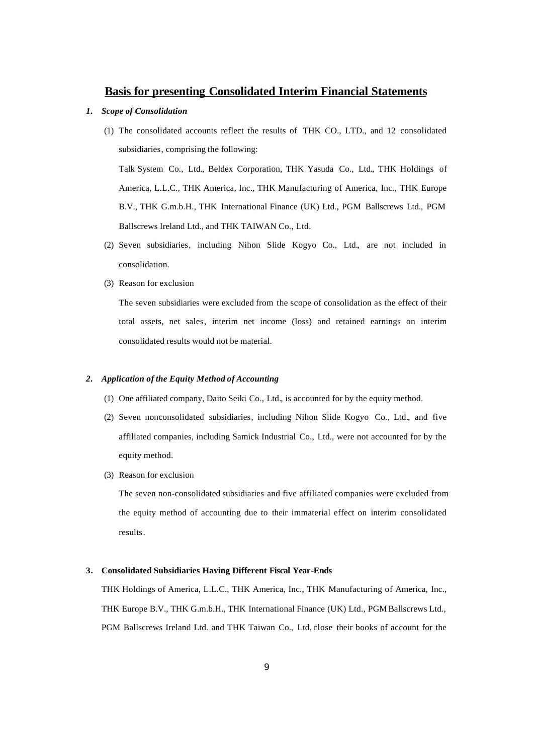# Basis for presenting Consolidated Interim Financial Statements

## *1. Scope of Consolidation*

(1) The consolidated accounts reflect the results of THK CO., LTD., and 12 consolidated subsidiaries, comprising the following:

Talk System Co., Ltd., Beldex Corporation, THK Yasuda Co., Ltd., THK Holdings of America, L.L.C., THK America, Inc., THK Manufacturing of America, Inc., THK Europe B.V., THK G.m.b.H., THK International Finance (UK) Ltd., PGM Ballscrews Ltd., PGM Ballscrews Ireland Ltd., and THK TAIWAN Co., Ltd.

(2) Seven subsidiaries, including Nihon Slide Kogyo Co., Ltd., are not included in consolidation.

(3) Reason for exclusion

The seven subsidiaries were excluded from the scope of consolidation as the effect of their total assets, net sales, interim net income (loss) and retained earnings on interim consolidated results would not be material.

## *2. Application of the Equity Method of Accounting*

(1) One affiliated company, Daito Seiki Co., Ltd., is accounted for by the equity method.

(2) Seven nonconsolidated subsidiaries, including Nihon Slide Kogyo Co., Ltd., and five affiliated companies, including Samick Industrial Co., Ltd., were not accounted for by the equity method.

(3) Reason for exclusion

The seven non-consolidated subsidiaries and five affiliated companies were excluded from the equity method of accounting due to their immaterial effect on interim consolidated results.

## 3. Consolidated Subsidiaries Having Different Fiscal Year-Ends

THK Holdings of America, L.L.C., THK America, Inc., THK Manufacturing of America, Inc., THK Europe B.V., THK G.m.b.H., THK International Finance (UK) Ltd., PGM Ballscrews Ltd., PGM Ballscrews Ireland Ltd. and THK Taiwan Co., Ltd. close their books of account for the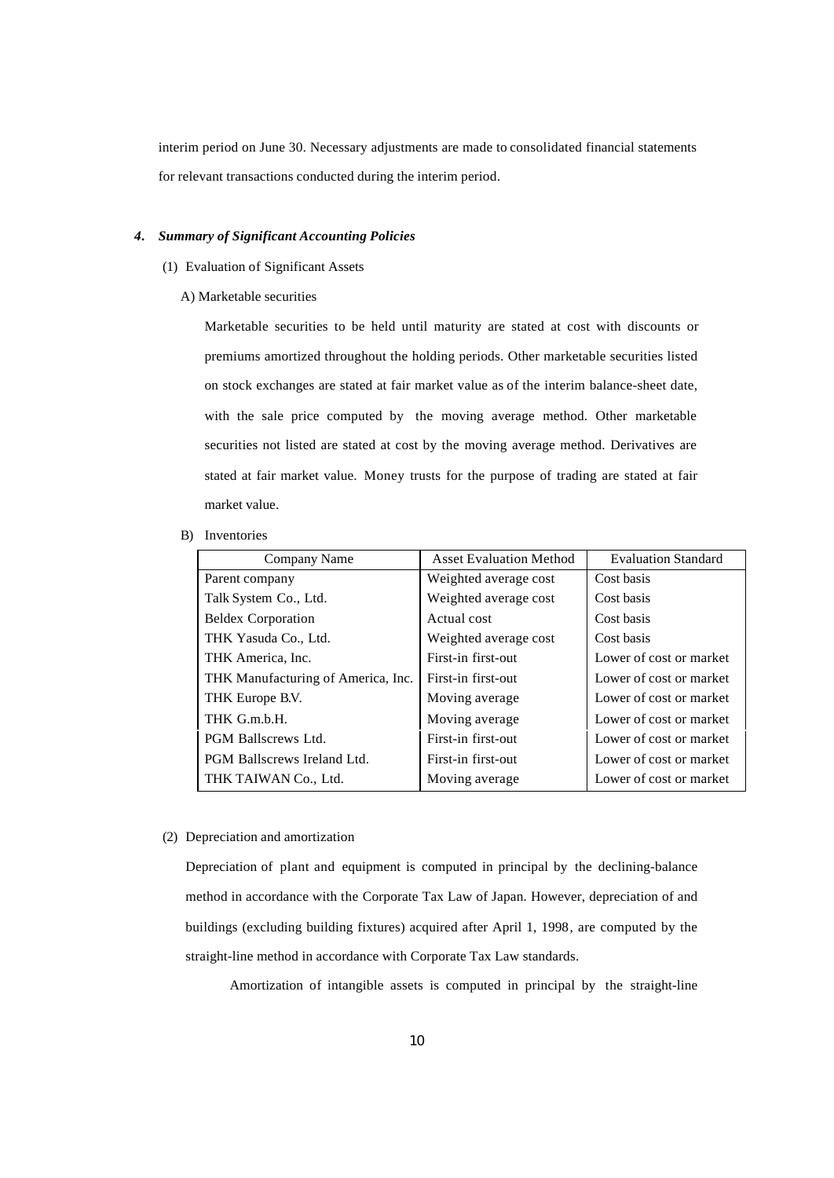interim period on June 30. Necessary adjustments are made to consolidated financial statements for relevant transactions conducted during the interim period.

### *4. Summary of Significant Accounting Policies*

(1) Evaluation of Significant Assets

A) Marketable securities

Marketable securities to be held until maturity are stated at cost with discounts or premiums amortized throughout the holding periods. Other marketable securities listed on stock exchanges are stated at fair market value as of the interim balance-sheet date, with the sale price computed by the moving average method. Other marketable securities not listed are stated at cost by the moving average method. Derivatives are stated at fair market value. Money trusts for the purpose of trading are stated at fair market value.

B) Inventories

| Company Name | Asset Evaluation Method | Evaluation Standard |
|---|---|---|
| Parent company | Weighted average cost | Cost basis |
| Talk System Co., Ltd. | Weighted average cost | Cost basis |
| Beldex Corporation | Actual cost | Cost basis |
| THK Yasuda Co., Ltd. | Weighted average cost | Cost basis |
| THK America, Inc. | First-in first-out | Lower of cost or market |
| THK Manufacturing of America, Inc. | First-in first-out | Lower of cost or market |
| THK Europe B.V. | Moving average | Lower of cost or market |
| THK G.m.b.H. | Moving average | Lower of cost or market |
| PGM Ballscrews Ltd. | First-in first-out | Lower of cost or market |
| PGM Ballscrews Ireland Ltd. | First-in first-out | Lower of cost or market |
| THK TAIWAN Co., Ltd. | Moving average | Lower of cost or market |

(2) Depreciation and amortization

Depreciation of plant and equipment is computed in principal by the declining-balance method in accordance with the Corporate Tax Law of Japan. However, depreciation of and buildings (excluding building fixtures) acquired after April 1, 1998, are computed by the straight-line method in accordance with Corporate Tax Law standards.

Amortization of intangible assets is computed in principal by the straight-line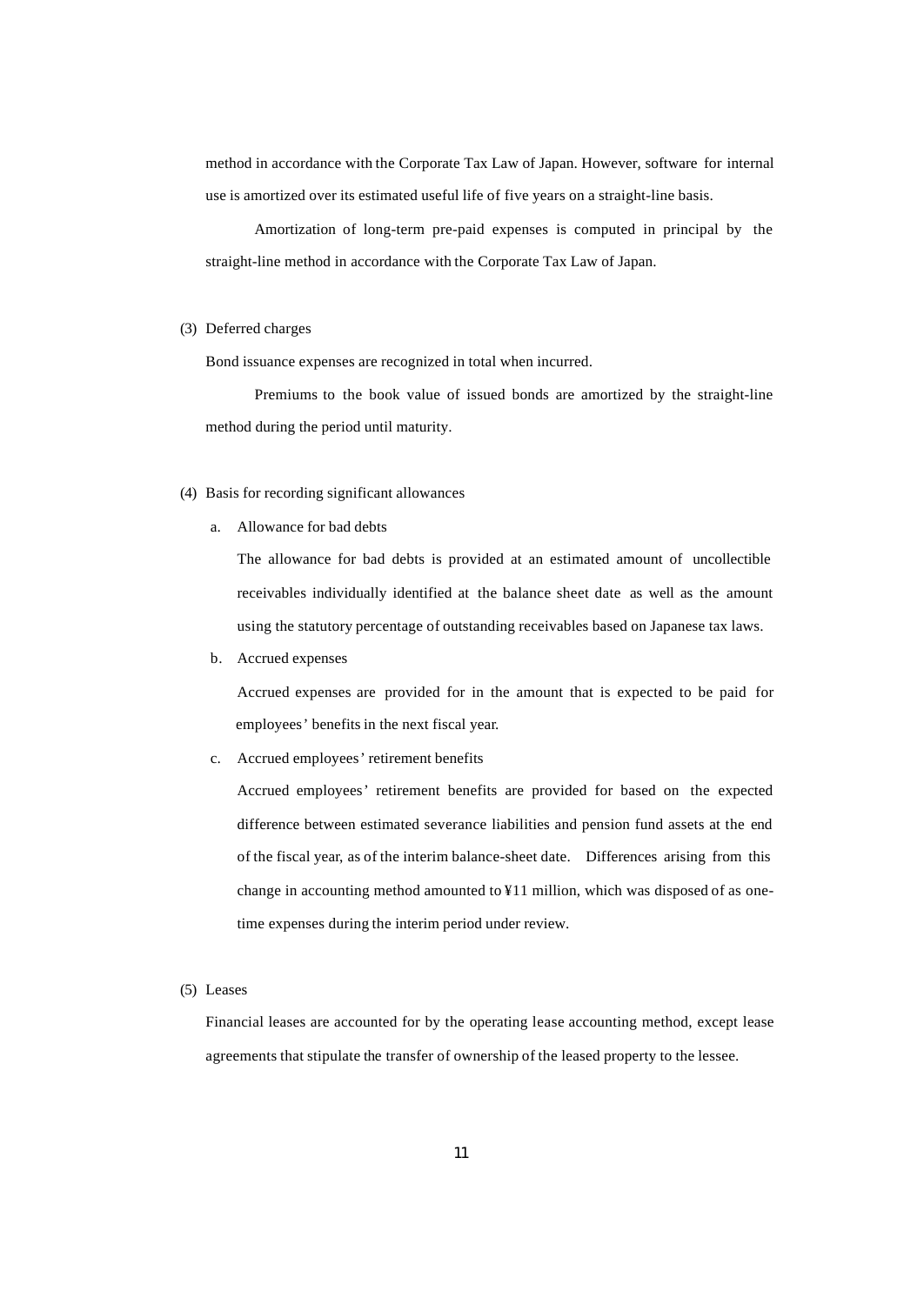method in accordance with the Corporate Tax Law of Japan. However, software for internal use is amortized over its estimated useful life of five years on a straight-line basis.

Amortization of long-term pre-paid expenses is computed in principal by the straight-line method in accordance with the Corporate Tax Law of Japan.

(3) Deferred charges

Bond issuance expenses are recognized in total when incurred.

Premiums to the book value of issued bonds are amortized by the straight-line method during the period until maturity.

(4) Basis for recording significant allowances

a. Allowance for bad debts

The allowance for bad debts is provided at an estimated amount of uncollectible receivables individually identified at the balance sheet date as well as the amount using the statutory percentage of outstanding receivables based on Japanese tax laws.

b. Accrued expenses

Accrued expenses are provided for in the amount that is expected to be paid for employees' benefits in the next fiscal year.

c. Accrued employees' retirement benefits

Accrued employees' retirement benefits are provided for based on the expected difference between estimated severance liabilities and pension fund assets at the end of the fiscal year, as of the interim balance-sheet date. Differences arising from this change in accounting method amounted to ¥11 million, which was disposed of as one-time expenses during the interim period under review.

(5) Leases

Financial leases are accounted for by the operating lease accounting method, except lease agreements that stipulate the transfer of ownership of the leased property to the lessee.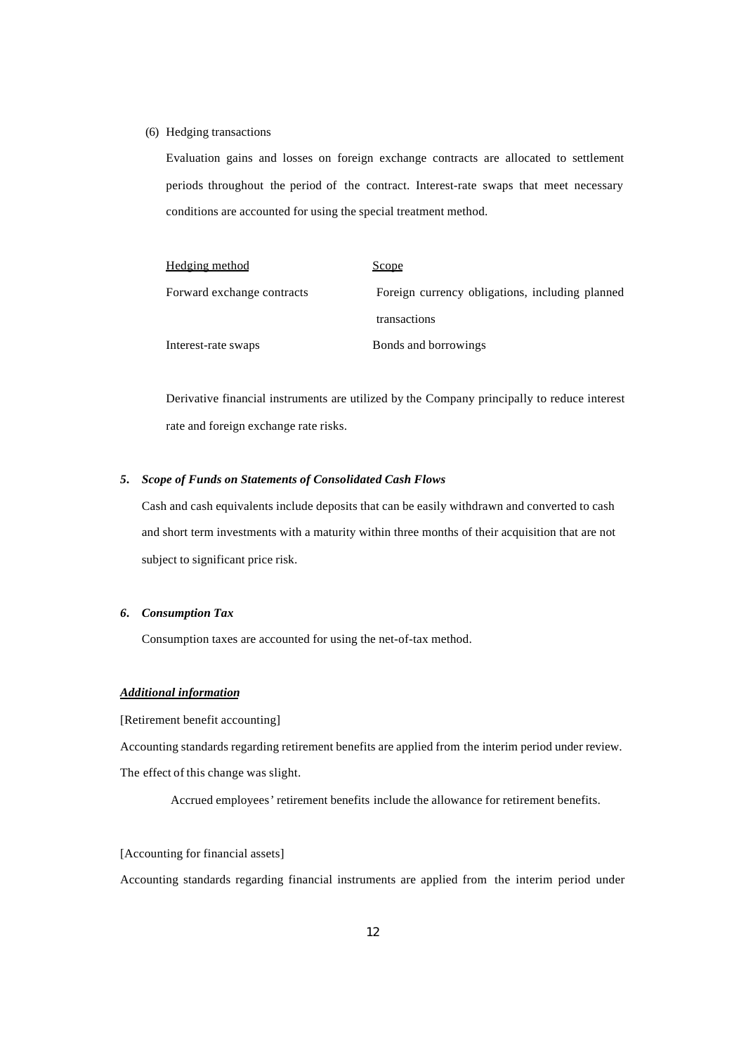(6) Hedging transactions

Evaluation gains and losses on foreign exchange contracts are allocated to settlement periods throughout the period of the contract. Interest-rate swaps that meet necessary conditions are accounted for using the special treatment method.

| Hedging method | Scope |
|---|---|
| Forward exchange contracts | Foreign currency obligations, including planned transactions |
| Interest-rate swaps | Bonds and borrowings |

Derivative financial instruments are utilized by the Company principally to reduce interest rate and foreign exchange rate risks.

### *5. Scope of Funds on Statements of Consolidated Cash Flows*

Cash and cash equivalents include deposits that can be easily withdrawn and converted to cash and short term investments with a maturity within three months of their acquisition that are not subject to significant price risk.

### *6. Consumption Tax*

Consumption taxes are accounted for using the net-of-tax method.

## ***Additional information***

[Retirement benefit accounting]

Accounting standards regarding retirement benefits are applied from the interim period under review. The effect of this change was slight.

Accrued employees' retirement benefits include the allowance for retirement benefits.

[Accounting for financial assets]

Accounting standards regarding financial instruments are applied from the interim period under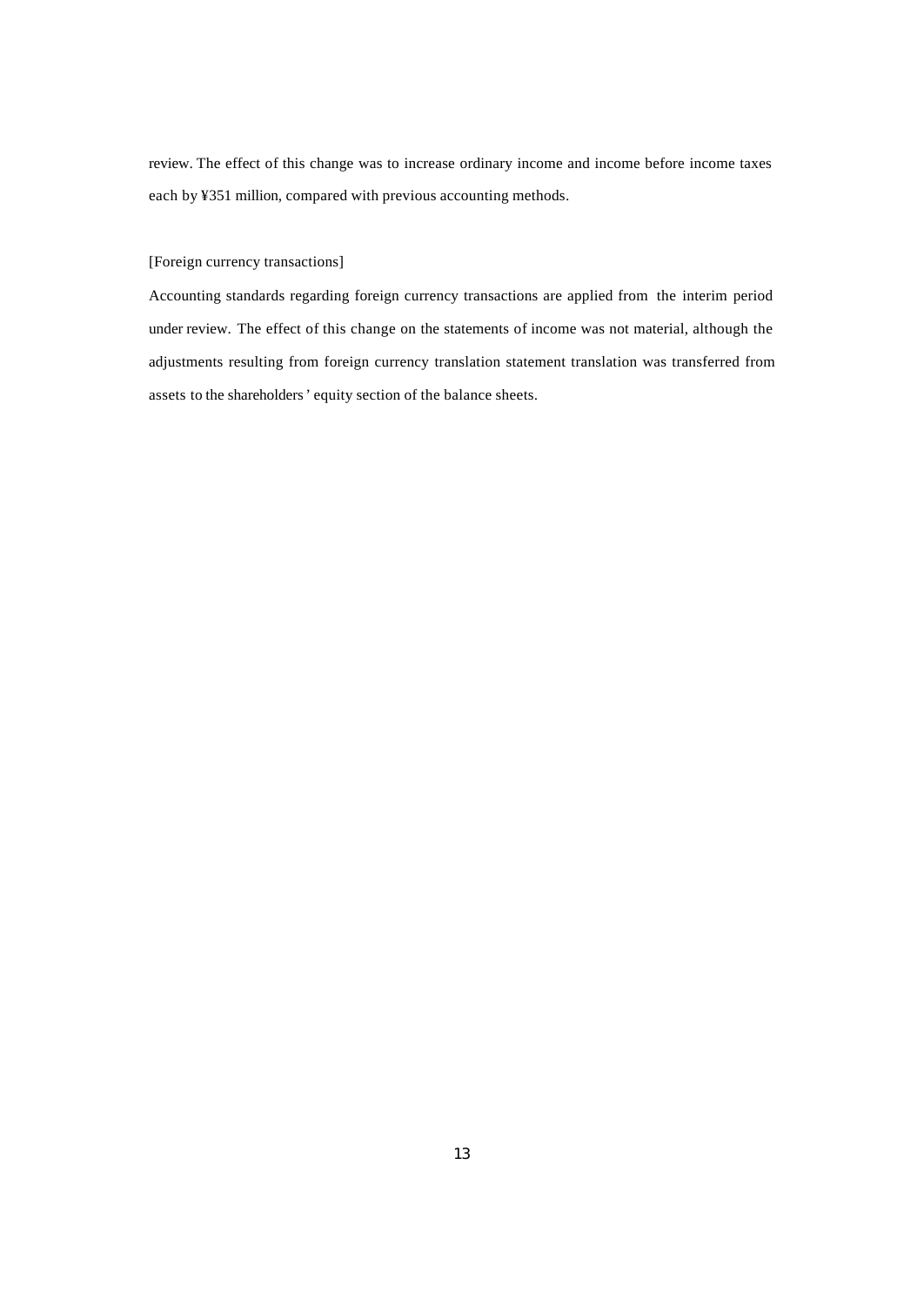review. The effect of this change was to increase ordinary income and income before income taxes each by ¥351 million, compared with previous accounting methods.

[Foreign currency transactions]

Accounting standards regarding foreign currency transactions are applied from the interim period under review. The effect of this change on the statements of income was not material, although the adjustments resulting from foreign currency translation statement translation was transferred from assets to the shareholders' equity section of the balance sheets.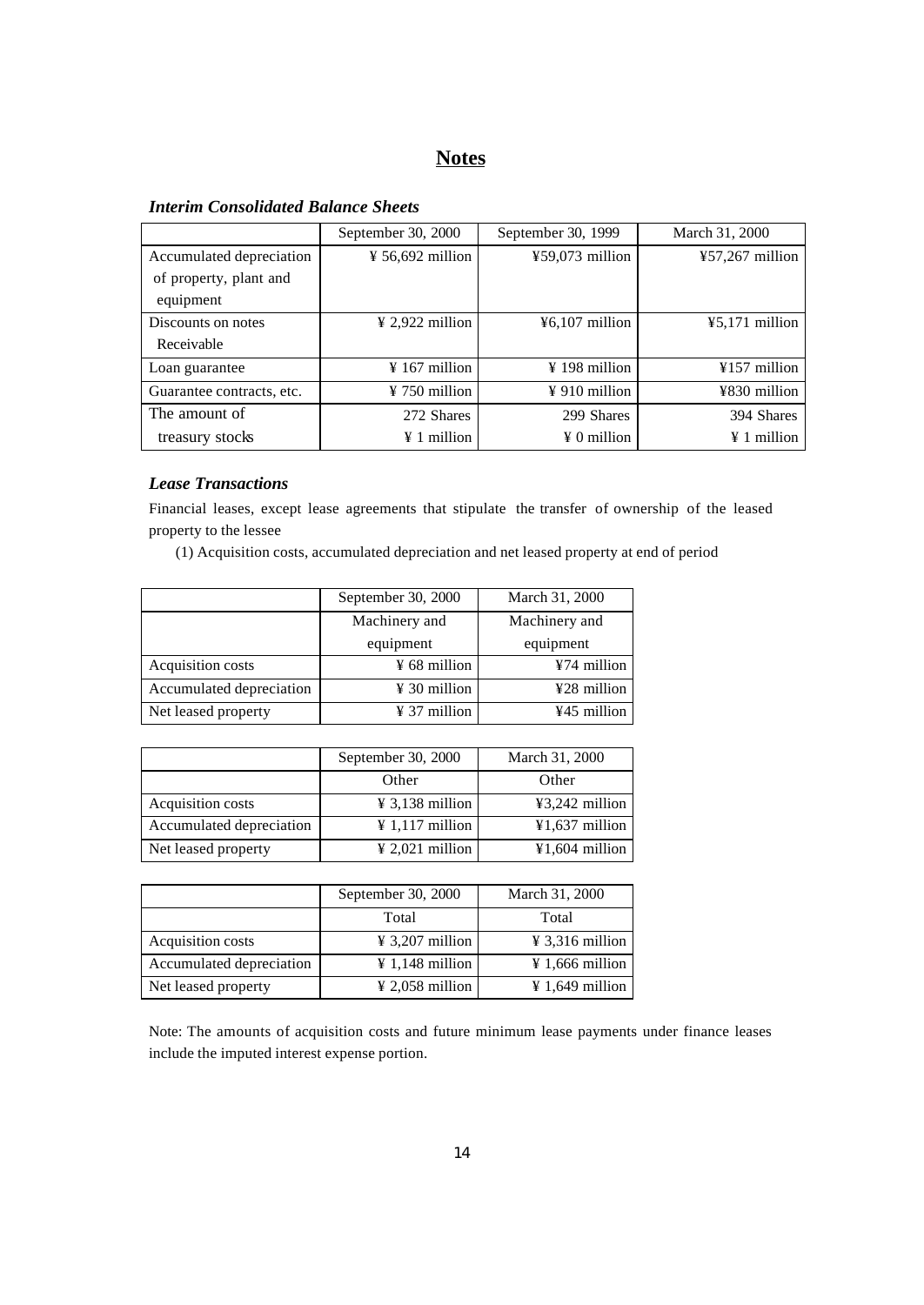## Notes

### *Interim Consolidated Balance Sheets*

| | September 30, 2000 | September 30, 1999 | March 31, 2000 |
|---|---|---|---|
| Accumulated depreciation of property, plant and equipment | ¥ 56,692 million | ¥59,073 million | ¥57,267 million |
| Discounts on notes Receivable | ¥ 2,922 million | ¥6,107 million | ¥5,171 million |
| Loan guarantee | ¥ 167 million | ¥ 198 million | ¥157 million |
| Guarantee contracts, etc. | ¥ 750 million | ¥ 910 million | ¥830 million |
| The amount of treasury stocks | 272 Shares<br>¥ 1 million | 299 Shares<br>¥ 0 million | 394 Shares<br>¥ 1 million |

### *Lease Transactions*

Financial leases, except lease agreements that stipulate the transfer of ownership of the leased property to the lessee

(1) Acquisition costs, accumulated depreciation and net leased property at end of period

| | September 30, 2000 | March 31, 2000 |
|---|---|---|
| | Machinery and equipment | Machinery and equipment |
| Acquisition costs | ¥ 68 million | ¥74 million |
| Accumulated depreciation | ¥ 30 million | ¥28 million |
| Net leased property | ¥ 37 million | ¥45 million |

| | September 30, 2000 | March 31, 2000 |
|---|---|---|
| | Other | Other |
| Acquisition costs | ¥ 3,138 million | ¥3,242 million |
| Accumulated depreciation | ¥ 1,117 million | ¥1,637 million |
| Net leased property | ¥ 2,021 million | ¥1,604 million |

| | September 30, 2000 | March 31, 2000 |
|---|---|---|
| | Total | Total |
| Acquisition costs | ¥ 3,207 million | ¥ 3,316 million |
| Accumulated depreciation | ¥ 1,148 million | ¥ 1,666 million |
| Net leased property | ¥ 2,058 million | ¥ 1,649 million |

Note: The amounts of acquisition costs and future minimum lease payments under finance leases include the imputed interest expense portion.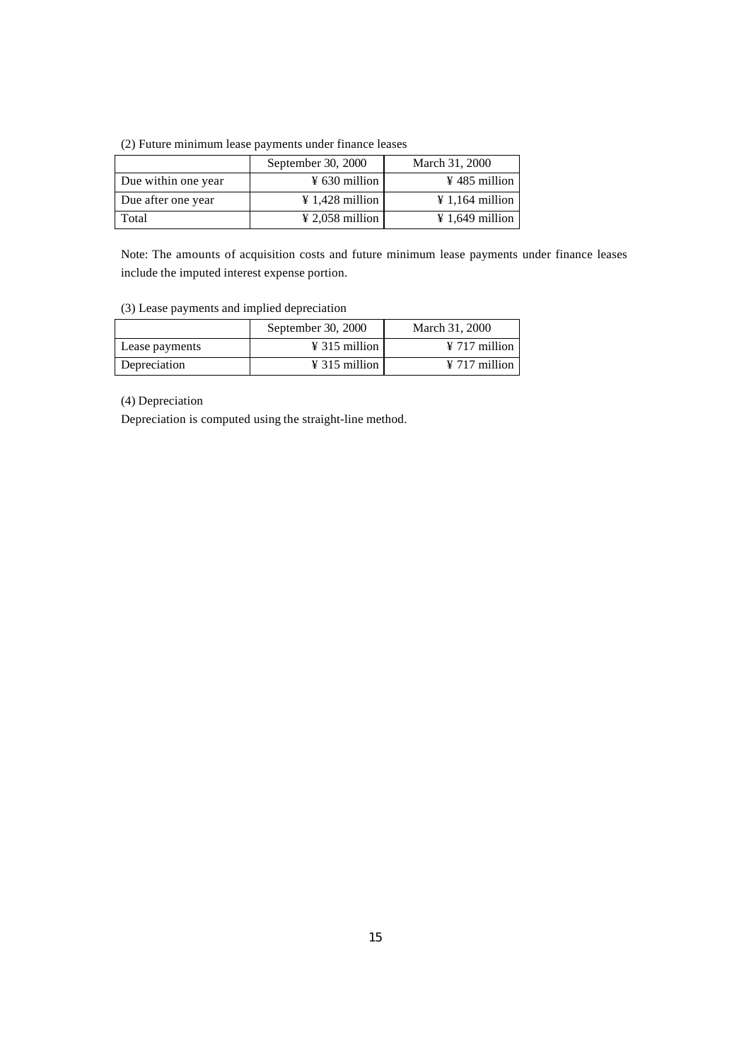(2) Future minimum lease payments under finance leases

| | September 30, 2000 | March 31, 2000 |
|---|---|---|
| Due within one year | ¥ 630 million | ¥ 485 million |
| Due after one year | ¥ 1,428 million | ¥ 1,164 million |
| Total | ¥ 2,058 million | ¥ 1,649 million |

Note: The amounts of acquisition costs and future minimum lease payments under finance leases include the imputed interest expense portion.

(3) Lease payments and implied depreciation

| | September 30, 2000 | March 31, 2000 |
|---|---|---|
| Lease payments | ¥ 315 million | ¥ 717 million |
| Depreciation | ¥ 315 million | ¥ 717 million |

(4) Depreciation

Depreciation is computed using the straight-line method.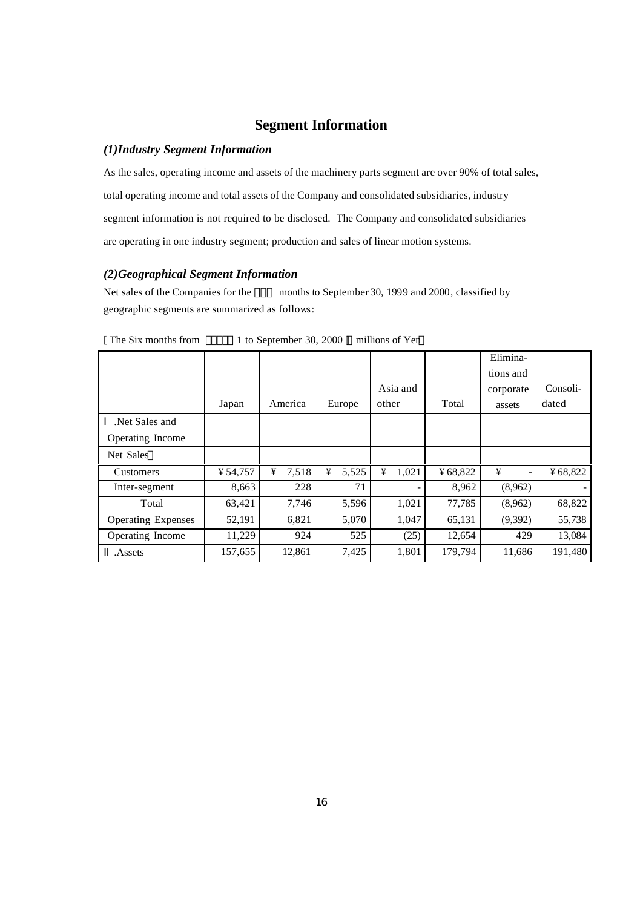# **Segment Information**

### *(1)Industry Segment Information*

As the sales, operating income and assets of the machinery parts segment are over 90% of total sales, total operating income and total assets of the Company and consolidated subsidiaries, industry segment information is not required to be disclosed. The Company and consolidated subsidiaries are operating in one industry segment; production and sales of linear motion systems.

### *(2)Geographical Segment Information*

Net sales of the Companies for the six months to September 30, 1999 and 2000, classified by geographic segments are summarized as follows:

[ The Six months from April 1 to September 30, 2000 ] (millions of Yen)

| | Japan | America | Europe | Asia and other | Total | Elimina-tions and corporate assets | Consoli-dated |
|---|---|---|---|---|---|---|---|
| Ⅰ.Net Sales and Operating Income | | | | | | | |
| Net Sales: | | | | | | | |
| Customers | ¥54,757 | ¥ 7,518 | ¥ 5,525 | ¥ 1,021 | ¥68,822 | ¥ - | ¥68,822 |
| Inter-segment | 8,663 | 228 | 71 | - | 8,962 | (8,962) | - |
| Total | 63,421 | 7,746 | 5,596 | 1,021 | 77,785 | (8,962) | 68,822 |
| Operating Expenses | 52,191 | 6,821 | 5,070 | 1,047 | 65,131 | (9,392) | 55,738 |
| Operating Income | 11,229 | 924 | 525 | (25) | 12,654 | 429 | 13,084 |
| Ⅱ.Assets | 157,655 | 12,861 | 7,425 | 1,801 | 179,794 | 11,686 | 191,480 |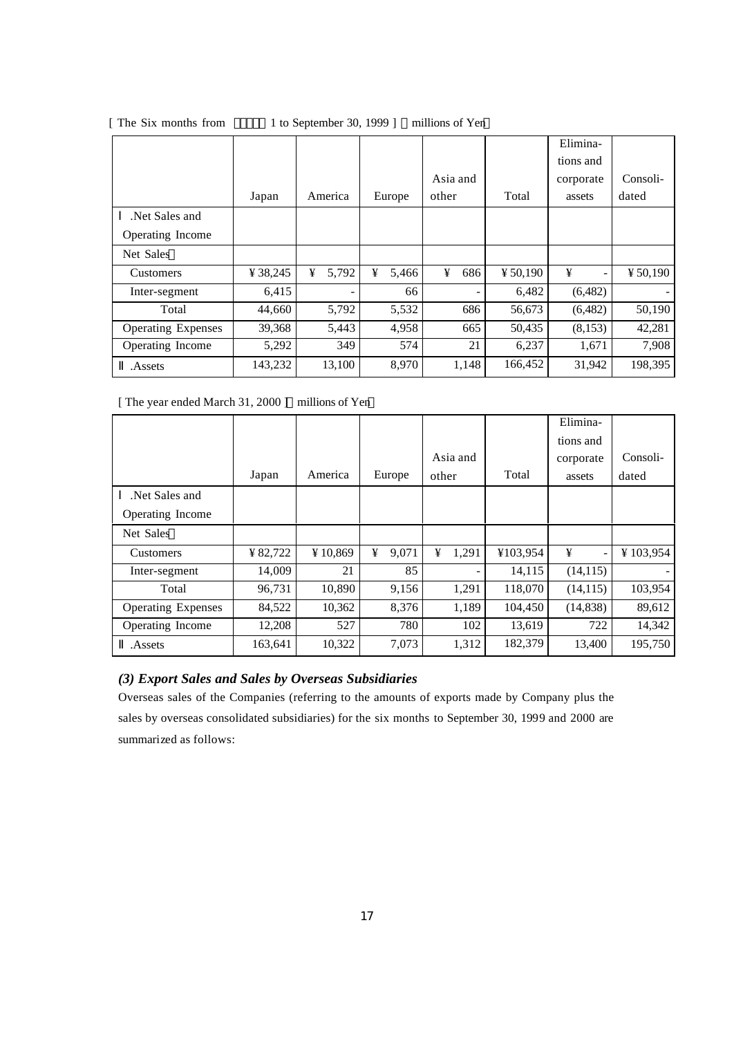[ The Six months from 1 to September 30, 1999 ] （millions of Yen）

| | Japan | America | Europe | Asia and other | Total | Eliminations and corporate assets | Consolidated |
|---|---|---|---|---|---|---|---|
| Ⅰ.Net Sales and Operating Income | | | | | | | |
| Net Sales | | | | | | | |
| Customers | ¥38,245 | ¥ 5,792 | ¥ 5,466 | ¥ 686 | ¥50,190 | ¥ - | ¥50,190 |
| Inter-segment | 6,415 | - | 66 | - | 6,482 | (6,482) | - |
| Total | 44,660 | 5,792 | 5,532 | 686 | 56,673 | (6,482) | 50,190 |
| Operating Expenses | 39,368 | 5,443 | 4,958 | 665 | 50,435 | (8,153) | 42,281 |
| Operating Income | 5,292 | 349 | 574 | 21 | 6,237 | 1,671 | 7,908 |
| Ⅱ.Assets | 143,232 | 13,100 | 8,970 | 1,148 | 166,452 | 31,942 | 198,395 |

[ The year ended March 31, 2000 ]（millions of Yen）

| | Japan | America | Europe | Asia and other | Total | Eliminations and corporate assets | Consolidated |
|---|---|---|---|---|---|---|---|
| Ⅰ.Net Sales and Operating Income | | | | | | | |
| Net Sales | | | | | | | |
| Customers | ¥82,722 | ¥10,869 | ¥ 9,071 | ¥ 1,291 | ¥103,954 | ¥ - | ¥103,954 |
| Inter-segment | 14,009 | 21 | 85 | - | 14,115 | (14,115) | - |
| Total | 96,731 | 10,890 | 9,156 | 1,291 | 118,070 | (14,115) | 103,954 |
| Operating Expenses | 84,522 | 10,362 | 8,376 | 1,189 | 104,450 | (14,838) | 89,612 |
| Operating Income | 12,208 | 527 | 780 | 102 | 13,619 | 722 | 14,342 |
| Ⅱ.Assets | 163,641 | 10,322 | 7,073 | 1,312 | 182,379 | 13,400 | 195,750 |

### *(3) Export Sales and Sales by Overseas Subsidiaries*

Overseas sales of the Companies (referring to the amounts of exports made by Company plus the sales by overseas consolidated subsidiaries) for the six months to September 30, 1999 and 2000 are summarized as follows: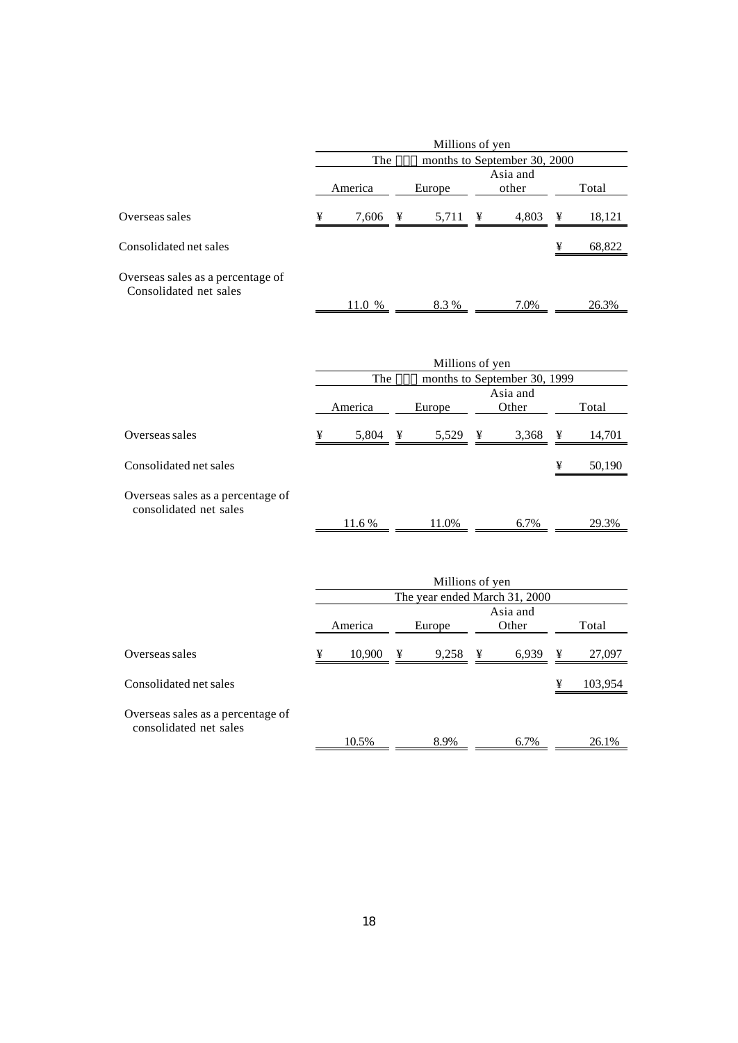| | Millions of yen | | | |
|---|---|---|---|---|
| | The months to September 30, 2000 | | | |
| | America | Europe | Asia and other | Total |
| Overseas sales | ¥ 7,606 | ¥ 5,711 | ¥ 4,803 | ¥ 18,121 |
| Consolidated net sales | | | | ¥ 68,822 |
| Overseas sales as a percentage of Consolidated net sales | 11.0 % | 8.3 % | 7.0% | 26.3% |

| | Millions of yen | | | |
|---|---|---|---|---|
| | The months to September 30, 1999 | | | |
| | America | Europe | Asia and Other | Total |
| Overseas sales | ¥ 5,804 | ¥ 5,529 | ¥ 3,368 | ¥ 14,701 |
| Consolidated net sales | | | | ¥ 50,190 |
| Overseas sales as a percentage of consolidated net sales | 11.6 % | 11.0% | 6.7% | 29.3% |

| | Millions of yen | | | |
|---|---|---|---|---|
| | The year ended March 31, 2000 | | | |
| | America | Europe | Asia and Other | Total |
| Overseas sales | ¥ 10,900 | ¥ 9,258 | ¥ 6,939 | ¥ 27,097 |
| Consolidated net sales | | | | ¥ 103,954 |
| Overseas sales as a percentage of consolidated net sales | 10.5% | 8.9% | 6.7% | 26.1% |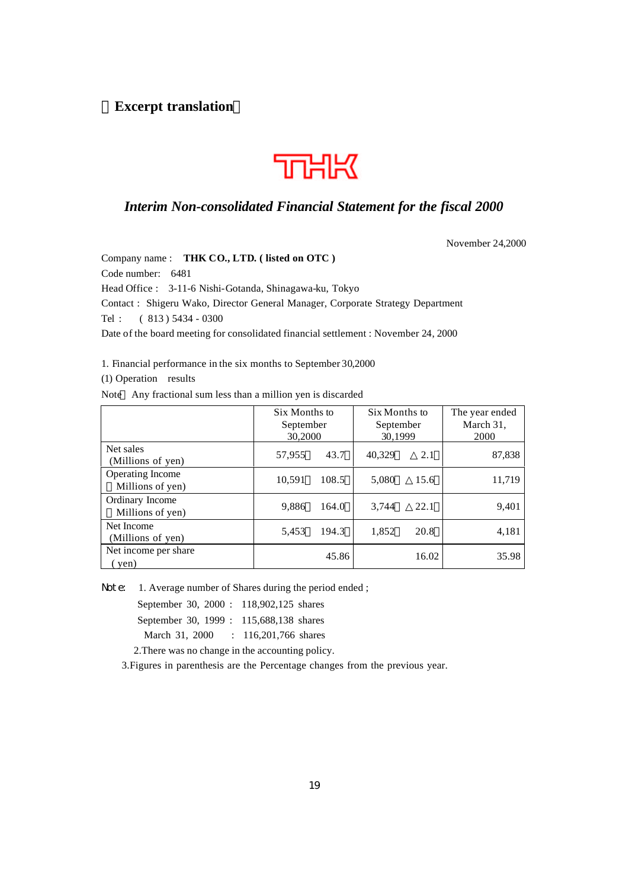**Excerpt translation**

THK

## *Interim Non-consolidated Financial Statement for the fiscal 2000*

November 24,2000

Company name : **THK CO., LTD. ( listed on OTC )**

Code number: 6481

Head Office : 3-11-6 Nishi-Gotanda, Shinagawa-ku, Tokyo

Contact : Shigeru Wako, Director General Manager, Corporate Strategy Department

Tel : ( 813 ) 5434 - 0300

Date of the board meeting for consolidated financial settlement : November 24, 2000

1. Financial performance in the six months to September 30,2000

(1) Operation results

Note Any fractional sum less than a million yen is discarded

| | Six Months to September 30,2000 | | Six Months to September 30,1999 | | The year ended March 31, 2000 |
|---|---|---|---|---|---|
| Net sales (Millions of yen) | 57,955 | 43.7 | 40,329 | △2.1 | 87,838 |
| Operating Income Millions of yen) | 10,591 | 108.5 | 5,080 | △15.6 | 11,719 |
| Ordinary Income Millions of yen) | 9,886 | 164.0 | 3,744 | △22.1 | 9,401 |
| Net Income (Millions of yen) | 5,453 | 194.3 | 1,852 | 20.8 | 4,181 |
| Net income per share ( yen) | 45.86 | | 16.02 | | 35.98 |

Note: 1. Average number of Shares during the period ended ;

September 30, 2000 : 118,902,125 shares

September 30, 1999 : 115,688,138 shares

March 31, 2000 : 116,201,766 shares

2.There was no change in the accounting policy.

3.Figures in parenthesis are the Percentage changes from the previous year.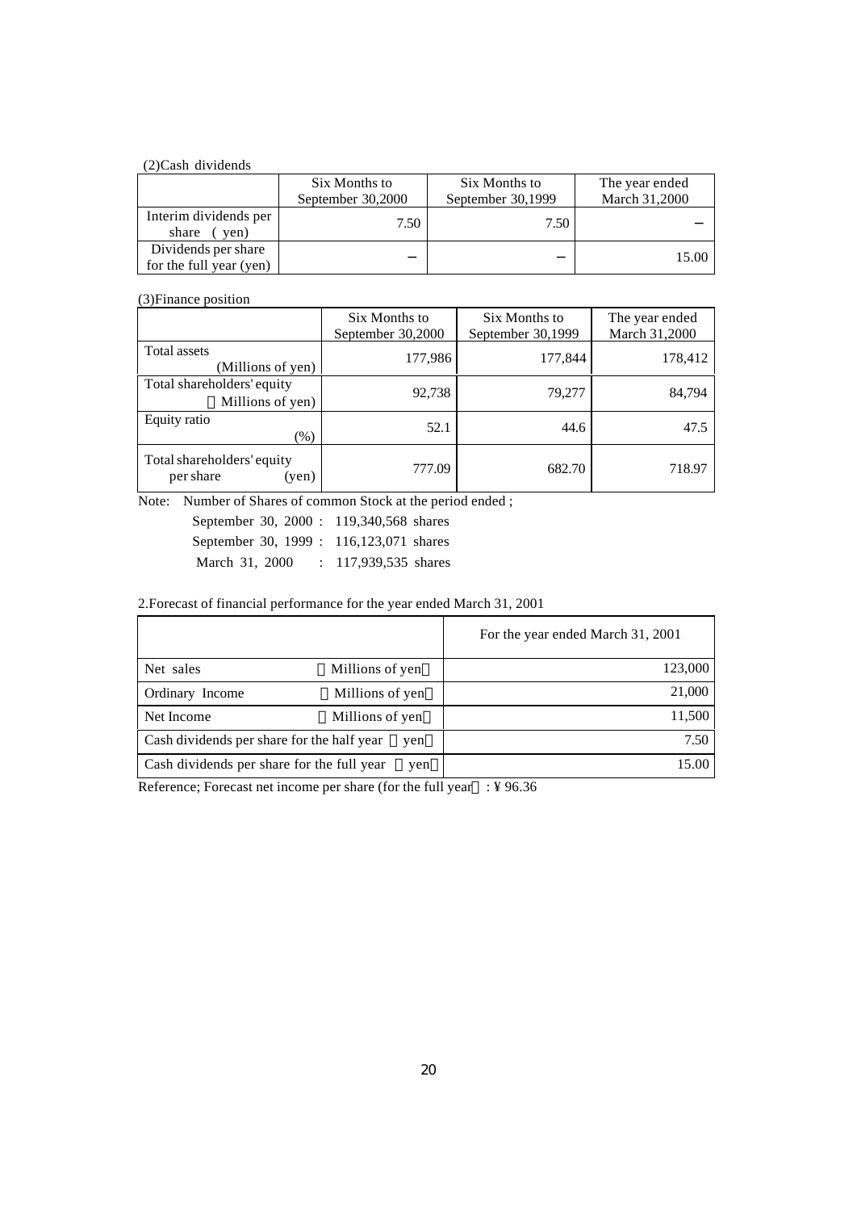(2)Cash dividends

| | Six Months to September 30,2000 | Six Months to September 30,1999 | The year ended March 31,2000 |
|---|---|---|---|
| Interim dividends per share (yen) | 7.50 | 7.50 | － |
| Dividends per share for the full year (yen) | － | － | 15.00 |

(3)Finance position

| | Six Months to September 30,2000 | Six Months to September 30,1999 | The year ended March 31,2000 |
|---|---|---|---|
| Total assets (Millions of yen) | 177,986 | 177,844 | 178,412 |
| Total shareholders' equity (Millions of yen) | 92,738 | 79,277 | 84,794 |
| Equity ratio (%) | 52.1 | 44.6 | 47.5 |
| Total shareholders' equity per share (yen) | 777.09 | 682.70 | 718.97 |

Note: Number of Shares of common Stock at the period ended ;

September 30, 2000 : 119,340,568 shares
September 30, 1999 : 116,123,071 shares
March 31, 2000 : 117,939,535 shares

2.Forecast of financial performance for the year ended March 31, 2001

| | For the year ended March 31, 2001 |
|---|---|
| Net sales (Millions of yen) | 123,000 |
| Ordinary Income (Millions of yen) | 21,000 |
| Net Income (Millions of yen) | 11,500 |
| Cash dividends per share for the half year (yen) | 7.50 |
| Cash dividends per share for the full year (yen) | 15.00 |

Reference; Forecast net income per share (for the full year) : ¥ 96.36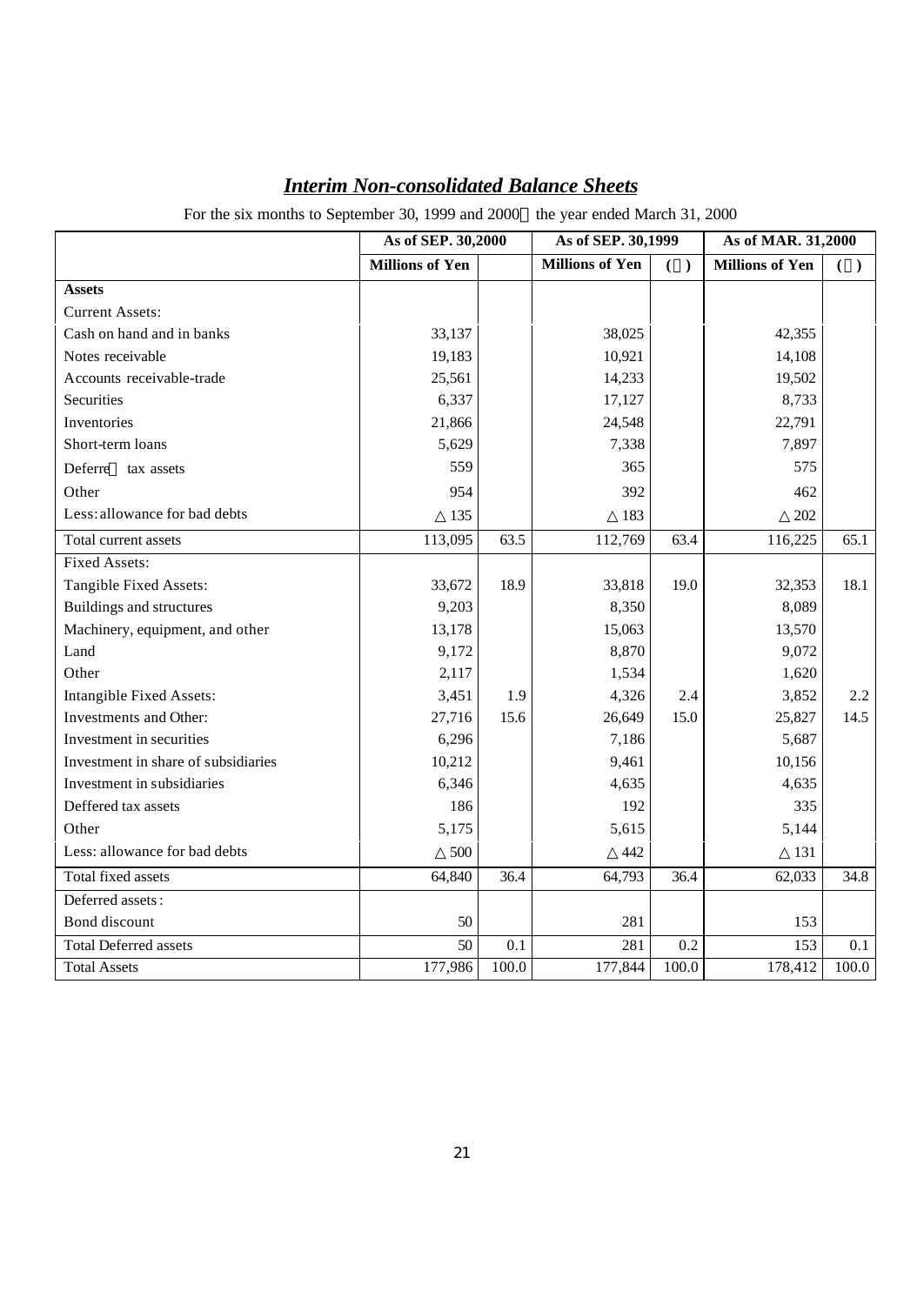## *Interim Non-consolidated Balance Sheets*

For the six months to September 30, 1999 and 2000 the year ended March 31, 2000

| | As of SEP. 30,2000 | | As of SEP. 30,1999 | | As of MAR. 31,2000 | |
|---|---|---|---|---|---|---|
| | Millions of Yen | | Millions of Yen | ( ) | Millions of Yen | ( ) |
| **Assets** | | | | | | |
| Current Assets: | | | | | | |
| Cash on hand and in banks | 33,137 | | 38,025 | | 42,355 | |
| Notes receivable | 19,183 | | 10,921 | | 14,108 | |
| Accounts receivable-trade | 25,561 | | 14,233 | | 19,502 | |
| Securities | 6,337 | | 17,127 | | 8,733 | |
| Inventories | 21,866 | | 24,548 | | 22,791 | |
| Short-term loans | 5,629 | | 7,338 | | 7,897 | |
| Deferre tax assets | 559 | | 365 | | 575 | |
| Other | 954 | | 392 | | 462 | |
| Less: allowance for bad debts | △135 | | △183 | | △202 | |
| Total current assets | 113,095 | 63.5 | 112,769 | 63.4 | 116,225 | 65.1 |
| Fixed Assets: | | | | | | |
| Tangible Fixed Assets: | 33,672 | 18.9 | 33,818 | 19.0 | 32,353 | 18.1 |
| Buildings and structures | 9,203 | | 8,350 | | 8,089 | |
| Machinery, equipment, and other | 13,178 | | 15,063 | | 13,570 | |
| Land | 9,172 | | 8,870 | | 9,072 | |
| Other | 2,117 | | 1,534 | | 1,620 | |
| Intangible Fixed Assets: | 3,451 | 1.9 | 4,326 | 2.4 | 3,852 | 2.2 |
| Investments and Other: | 27,716 | 15.6 | 26,649 | 15.0 | 25,827 | 14.5 |
| Investment in securities | 6,296 | | 7,186 | | 5,687 | |
| Investment in share of subsidiaries | 10,212 | | 9,461 | | 10,156 | |
| Investment in subsidiaries | 6,346 | | 4,635 | | 4,635 | |
| Deffered tax assets | 186 | | 192 | | 335 | |
| Other | 5,175 | | 5,615 | | 5,144 | |
| Less: allowance for bad debts | △500 | | △442 | | △131 | |
| Total fixed assets | 64,840 | 36.4 | 64,793 | 36.4 | 62,033 | 34.8 |
| Deferred assets: | | | | | | |
| Bond discount | 50 | | 281 | | 153 | |
| Total Deferred assets | 50 | 0.1 | 281 | 0.2 | 153 | 0.1 |
| Total Assets | 177,986 | 100.0 | 177,844 | 100.0 | 178,412 | 100.0 |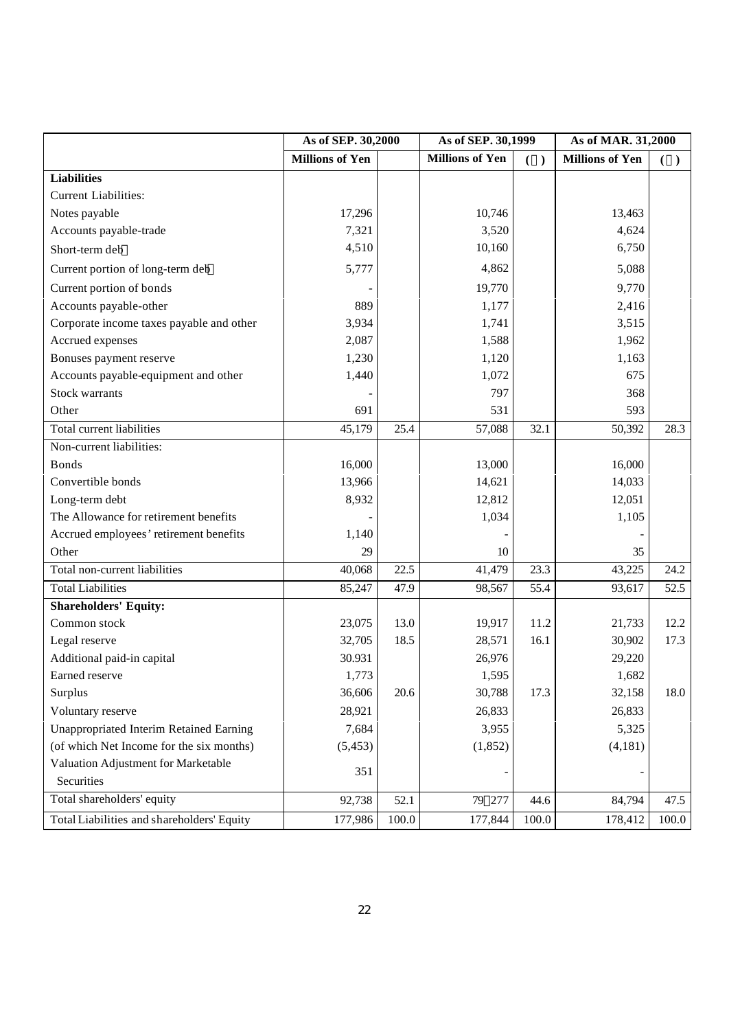| | As of SEP. 30,2000 | | As of SEP. 30,1999 | | As of MAR. 31,2000 | |
|---|---|---|---|---|---|---|
| | Millions of Yen | | Millions of Yen | ( ) | Millions of Yen | ( ) |
| **Liabilities** | | | | | | |
| Current Liabilities: | | | | | | |
| Notes payable | 17,296 | | 10,746 | | 13,463 | |
| Accounts payable-trade | 7,321 | | 3,520 | | 4,624 | |
| Short-term debt | 4,510 | | 10,160 | | 6,750 | |
| Current portion of long-term debt | 5,777 | | 4,862 | | 5,088 | |
| Current portion of bonds | - | | 19,770 | | 9,770 | |
| Accounts payable-other | 889 | | 1,177 | | 2,416 | |
| Corporate income taxes payable and other | 3,934 | | 1,741 | | 3,515 | |
| Accrued expenses | 2,087 | | 1,588 | | 1,962 | |
| Bonuses payment reserve | 1,230 | | 1,120 | | 1,163 | |
| Accounts payable-equipment and other | 1,440 | | 1,072 | | 675 | |
| Stock warrants | - | | 797 | | 368 | |
| Other | 691 | | 531 | | 593 | |
| Total current liabilities | 45,179 | 25.4 | 57,088 | 32.1 | 50,392 | 28.3 |
| Non-current liabilities: | | | | | | |
| Bonds | 16,000 | | 13,000 | | 16,000 | |
| Convertible bonds | 13,966 | | 14,621 | | 14,033 | |
| Long-term debt | 8,932 | | 12,812 | | 12,051 | |
| The Allowance for retirement benefits | - | | 1,034 | | 1,105 | |
| Accrued employees' retirement benefits | 1,140 | | - | | - | |
| Other | 29 | | 10 | | 35 | |
| Total non-current liabilities | 40,068 | 22.5 | 41,479 | 23.3 | 43,225 | 24.2 |
| Total Liabilities | 85,247 | 47.9 | 98,567 | 55.4 | 93,617 | 52.5 |
| **Shareholders' Equity:** | | | | | | |
| Common stock | 23,075 | 13.0 | 19,917 | 11.2 | 21,733 | 12.2 |
| Legal reserve | 32,705 | 18.5 | 28,571 | 16.1 | 30,902 | 17.3 |
| Additional paid-in capital | 30.931 | | 26,976 | | 29,220 | |
| Earned reserve | 1,773 | | 1,595 | | 1,682 | |
| Surplus | 36,606 | 20.6 | 30,788 | 17.3 | 32,158 | 18.0 |
| Voluntary reserve | 28,921 | | 26,833 | | 26,833 | |
| Unappropriated Interim Retained Earning | 7,684 | | 3,955 | | 5,325 | |
| (of which Net Income for the six months) | (5,453) | | (1,852) | | (4,181) | |
| Valuation Adjustment for Marketable Securities | 351 | | - | | - | |
| Total shareholders' equity | 92,738 | 52.1 | 79 277 | 44.6 | 84,794 | 47.5 |
| Total Liabilities and shareholders' Equity | 177,986 | 100.0 | 177,844 | 100.0 | 178,412 | 100.0 |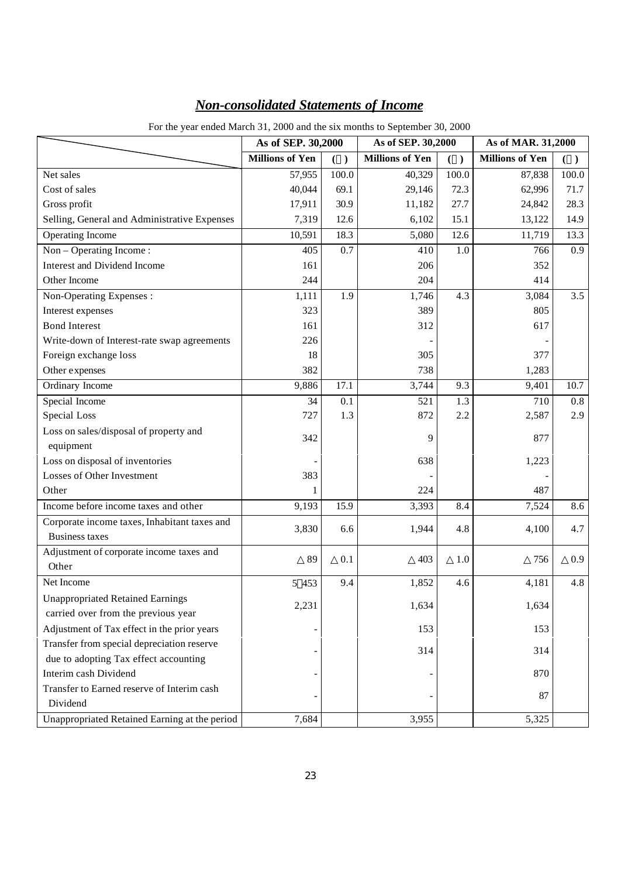# *Non-consolidated Statements of Income*

For the year ended March 31, 2000 and the six months to September 30, 2000

| | As of SEP. 30,2000 | | As of SEP. 30,2000 | | As of MAR. 31,2000 | |
|---|---|---|---|---|---|---|
| | Millions of Yen | ( ) | Millions of Yen | ( ) | Millions of Yen | ( ) |
| Net sales | 57,955 | 100.0 | 40,329 | 100.0 | 87,838 | 100.0 |
| Cost of sales | 40,044 | 69.1 | 29,146 | 72.3 | 62,996 | 71.7 |
| Gross profit | 17,911 | 30.9 | 11,182 | 27.7 | 24,842 | 28.3 |
| Selling, General and Administrative Expenses | 7,319 | 12.6 | 6,102 | 15.1 | 13,122 | 14.9 |
| Operating Income | 10,591 | 18.3 | 5,080 | 12.6 | 11,719 | 13.3 |
| Non – Operating Income : | 405 | 0.7 | 410 | 1.0 | 766 | 0.9 |
| Interest and Dividend Income | 161 | | 206 | | 352 | |
| Other Income | 244 | | 204 | | 414 | |
| Non-Operating Expenses : | 1,111 | 1.9 | 1,746 | 4.3 | 3,084 | 3.5 |
| Interest expenses | 323 | | 389 | | 805 | |
| Bond Interest | 161 | | 312 | | 617 | |
| Write-down of Interest-rate swap agreements | 226 | | - | | - | |
| Foreign exchange loss | 18 | | 305 | | 377 | |
| Other expenses | 382 | | 738 | | 1,283 | |
| Ordinary Income | 9,886 | 17.1 | 3,744 | 9.3 | 9,401 | 10.7 |
| Special Income | 34 | 0.1 | 521 | 1.3 | 710 | 0.8 |
| Special Loss | 727 | 1.3 | 872 | 2.2 | 2,587 | 2.9 |
| Loss on sales/disposal of property and equipment | 342 | | 9 | | 877 | |
| Loss on disposal of inventories | - | | 638 | | 1,223 | |
| Losses of Other Investment | 383 | | - | | - | |
| Other | 1 | | 224 | | 487 | |
| Income before income taxes and other | 9,193 | 15.9 | 3,393 | 8.4 | 7,524 | 8.6 |
| Corporate income taxes, Inhabitant taxes and Business taxes | 3,830 | 6.6 | 1,944 | 4.8 | 4,100 | 4.7 |
| Adjustment of corporate income taxes and Other | △89 | △0.1 | △403 | △1.0 | △756 | △0.9 |
| Net Income | 5,453 | 9.4 | 1,852 | 4.6 | 4,181 | 4.8 |
| Unappropriated Retained Earnings carried over from the previous year | 2,231 | | 1,634 | | 1,634 | |
| Adjustment of Tax effect in the prior years | - | | 153 | | 153 | |
| Transfer from special depreciation reserve due to adopting Tax effect accounting | - | | 314 | | 314 | |
| Interim cash Dividend | - | | - | | 870 | |
| Transfer to Earned reserve of Interim cash Dividend | - | | - | | 87 | |
| Unappropriated Retained Earning at the period | 7,684 | | 3,955 | | 5,325 | |